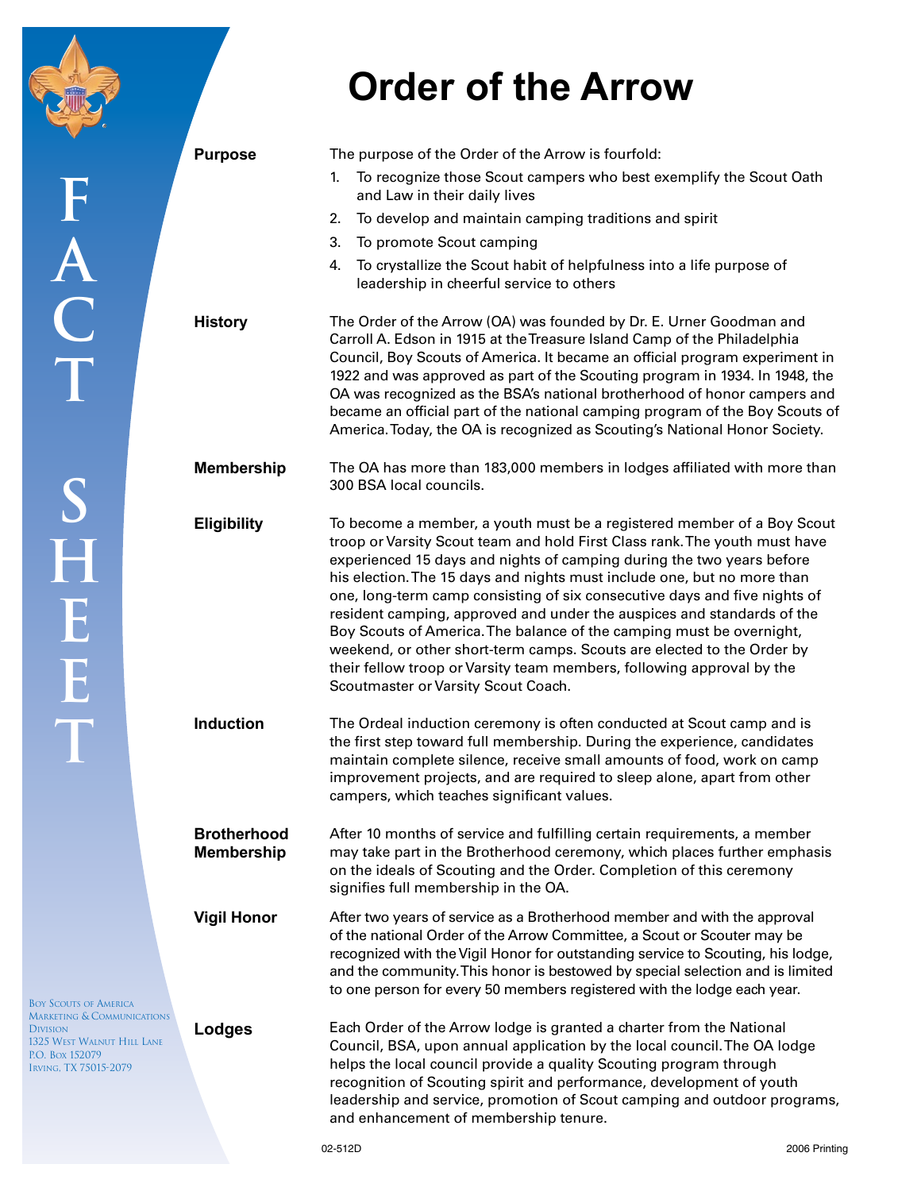# Order of the Arrow

FACT SHEET

## Purpose

The purpose of the Order of the Arrow is fourfold:

1. To recognize those Scout campers who best exemplify the Scout Oath and Law in their daily lives
2. To develop and maintain camping traditions and spirit
3. To promote Scout camping
4. To crystallize the Scout habit of helpfulness into a life purpose of leadership in cheerful service to others

## History

The Order of the Arrow (OA) was founded by Dr. E. Urner Goodman and Carroll A. Edson in 1915 at the Treasure Island Camp of the Philadelphia Council, Boy Scouts of America. It became an official program experiment in 1922 and was approved as part of the Scouting program in 1934. In 1948, the OA was recognized as the BSA's national brotherhood of honor campers and became an official part of the national camping program of the Boy Scouts of America. Today, the OA is recognized as Scouting's National Honor Society.

## Membership

The OA has more than 183,000 members in lodges affiliated with more than 300 BSA local councils.

## Eligibility

To become a member, a youth must be a registered member of a Boy Scout troop or Varsity Scout team and hold First Class rank. The youth must have experienced 15 days and nights of camping during the two years before his election. The 15 days and nights must include one, but no more than one, long-term camp consisting of six consecutive days and five nights of resident camping, approved and under the auspices and standards of the Boy Scouts of America. The balance of the camping must be overnight, weekend, or other short-term camps. Scouts are elected to the Order by their fellow troop or Varsity team members, following approval by the Scoutmaster or Varsity Scout Coach.

## Induction

The Ordeal induction ceremony is often conducted at Scout camp and is the first step toward full membership. During the experience, candidates maintain complete silence, receive small amounts of food, work on camp improvement projects, and are required to sleep alone, apart from other campers, which teaches significant values.

## Brotherhood Membership

After 10 months of service and fulfilling certain requirements, a member may take part in the Brotherhood ceremony, which places further emphasis on the ideals of Scouting and the Order. Completion of this ceremony signifies full membership in the OA.

## Vigil Honor

After two years of service as a Brotherhood member and with the approval of the national Order of the Arrow Committee, a Scout or Scouter may be recognized with the Vigil Honor for outstanding service to Scouting, his lodge, and the community. This honor is bestowed by special selection and is limited to one person for every 50 members registered with the lodge each year.

## Lodges

Each Order of the Arrow lodge is granted a charter from the National Council, BSA, upon annual application by the local council. The OA lodge helps the local council provide a quality Scouting program through recognition of Scouting spirit and performance, development of youth leadership and service, promotion of Scout camping and outdoor programs, and enhancement of membership tenure.

Boy Scouts of America
Marketing & Communications Division
1325 West Walnut Hill Lane
P.O. Box 152079
Irving, TX 75015-2079

02-512D

2006 Printing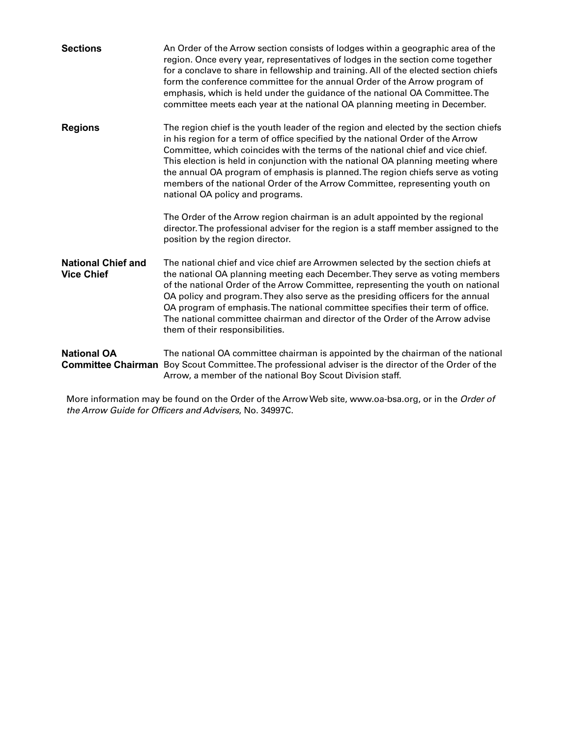**Sections**

An Order of the Arrow section consists of lodges within a geographic area of the region. Once every year, representatives of lodges in the section come together for a conclave to share in fellowship and training. All of the elected section chiefs form the conference committee for the annual Order of the Arrow program of emphasis, which is held under the guidance of the national OA Committee. The committee meets each year at the national OA planning meeting in December.

**Regions**

The region chief is the youth leader of the region and elected by the section chiefs in his region for a term of office specified by the national Order of the Arrow Committee, which coincides with the terms of the national chief and vice chief. This election is held in conjunction with the national OA planning meeting where the annual OA program of emphasis is planned. The region chiefs serve as voting members of the national Order of the Arrow Committee, representing youth on national OA policy and programs.

The Order of the Arrow region chairman is an adult appointed by the regional director. The professional adviser for the region is a staff member assigned to the position by the region director.

**National Chief and Vice Chief**

The national chief and vice chief are Arrowmen selected by the section chiefs at the national OA planning meeting each December. They serve as voting members of the national Order of the Arrow Committee, representing the youth on national OA policy and program. They also serve as the presiding officers for the annual OA program of emphasis. The national committee specifies their term of office. The national committee chairman and director of the Order of the Arrow advise them of their responsibilities.

**National OA Committee Chairman**

The national OA committee chairman is appointed by the chairman of the national Boy Scout Committee. The professional adviser is the director of the Order of the Arrow, a member of the national Boy Scout Division staff.

More information may be found on the Order of the Arrow Web site, www.oa-bsa.org, or in the *Order of the Arrow Guide for Officers and Advisers*, No. 34997C.